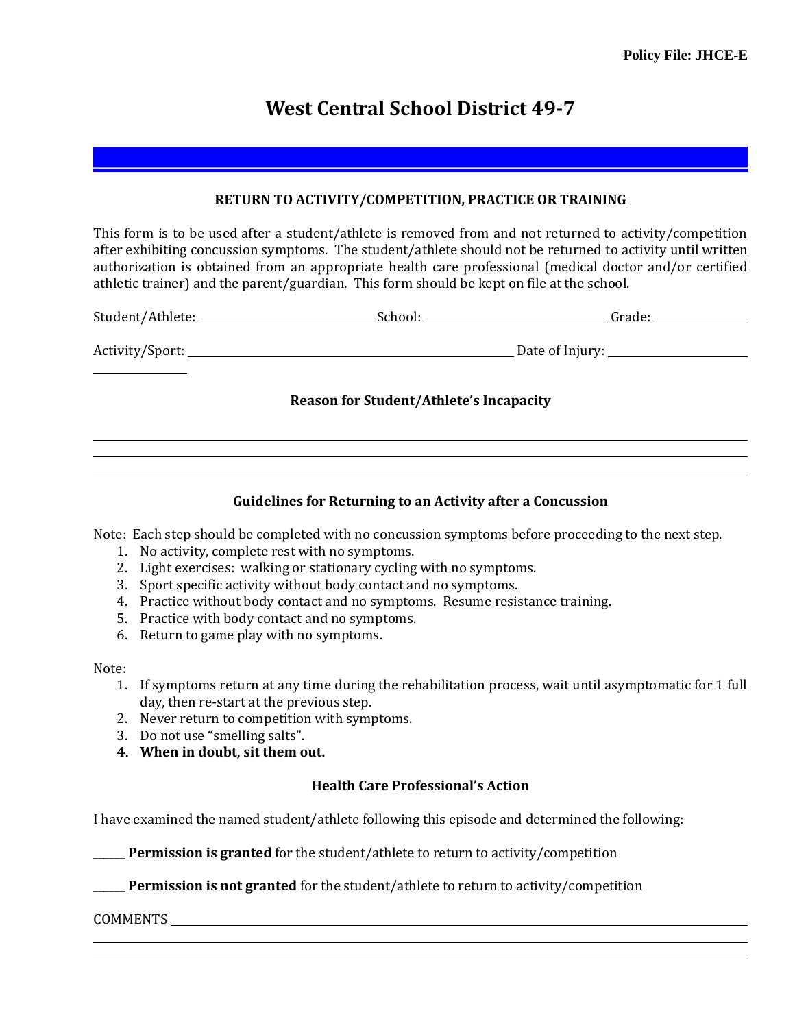Policy File: JHCE-E

# West Central School District 49-7

## RETURN TO ACTIVITY/COMPETITION, PRACTICE OR TRAINING

This form is to be used after a student/athlete is removed from and not returned to activity/competition after exhibiting concussion symptoms. The student/athlete should not be returned to activity until written authorization is obtained from an appropriate health care professional (medical doctor and/or certified athletic trainer) and the parent/guardian. This form should be kept on file at the school.

Student/Athlete: ____________________________ School: ____________________________ Grade: ______________

Activity/Sport: ____________________________________________________ Date of Injury: ______________________

### Reason for Student/Athlete's Incapacity

_______________________________________________________________________________

_______________________________________________________________________________

_______________________________________________________________________________

### Guidelines for Returning to an Activity after a Concussion

Note: Each step should be completed with no concussion symptoms before proceeding to the next step.

1. No activity, complete rest with no symptoms.
2. Light exercises: walking or stationary cycling with no symptoms.
3. Sport specific activity without body contact and no symptoms.
4. Practice without body contact and no symptoms. Resume resistance training.
5. Practice with body contact and no symptoms.
6. Return to game play with no symptoms.

Note:

1. If symptoms return at any time during the rehabilitation process, wait until asymptomatic for 1 full day, then re-start at the previous step.
2. Never return to competition with symptoms.
3. Do not use "smelling salts".
4. **When in doubt, sit them out.**

### Health Care Professional's Action

I have examined the named student/athlete following this episode and determined the following:

______ **Permission is granted** for the student/athlete to return to activity/competition

______ **Permission is not granted** for the student/athlete to return to activity/competition

COMMENTS _______________________________________________________________________

_______________________________________________________________________________

_______________________________________________________________________________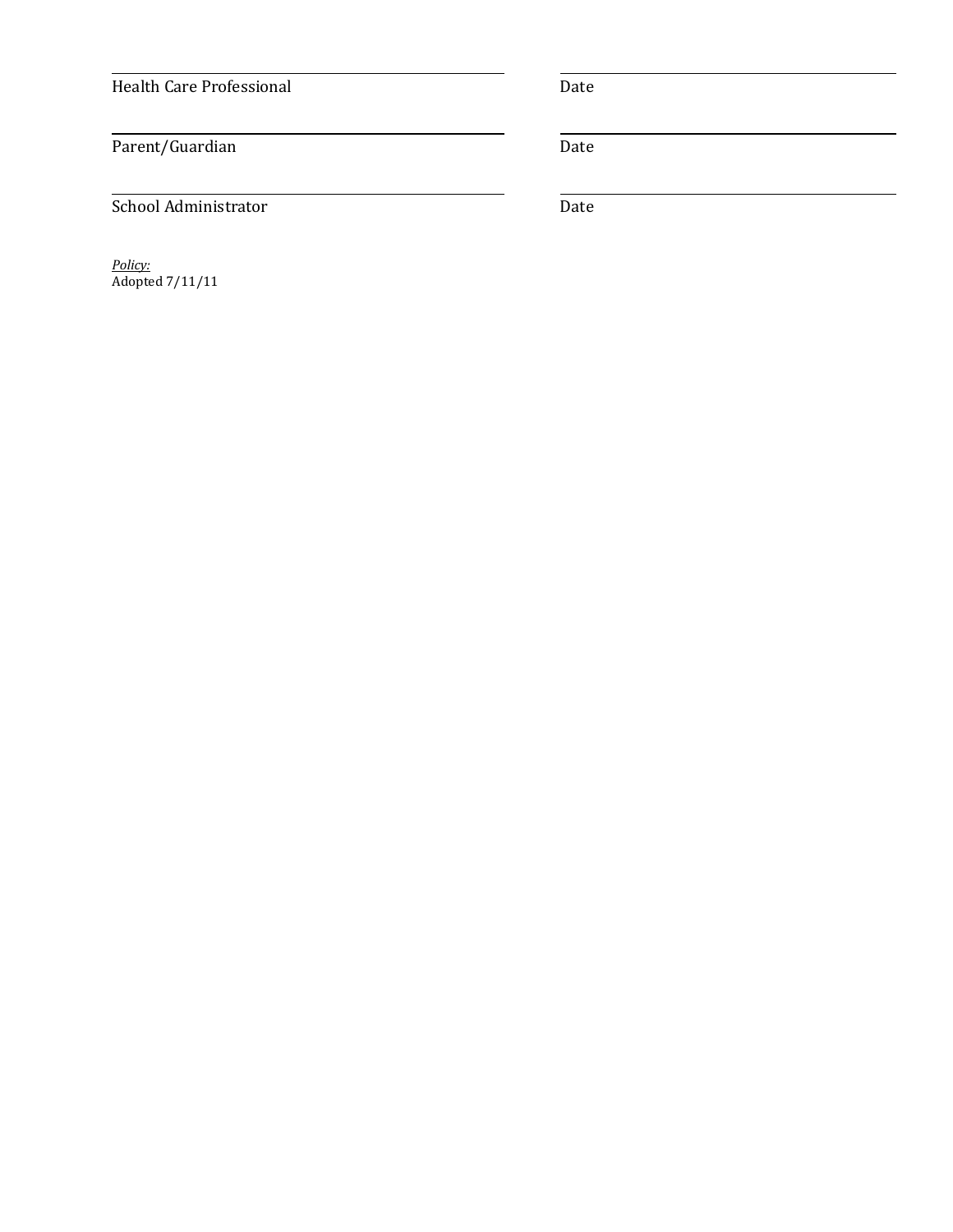______________________________ ______________________________
Health Care Professional Date

______________________________ ______________________________
Parent/Guardian Date

______________________________ ______________________________
School Administrator Date

*Policy:*
Adopted 7/11/11